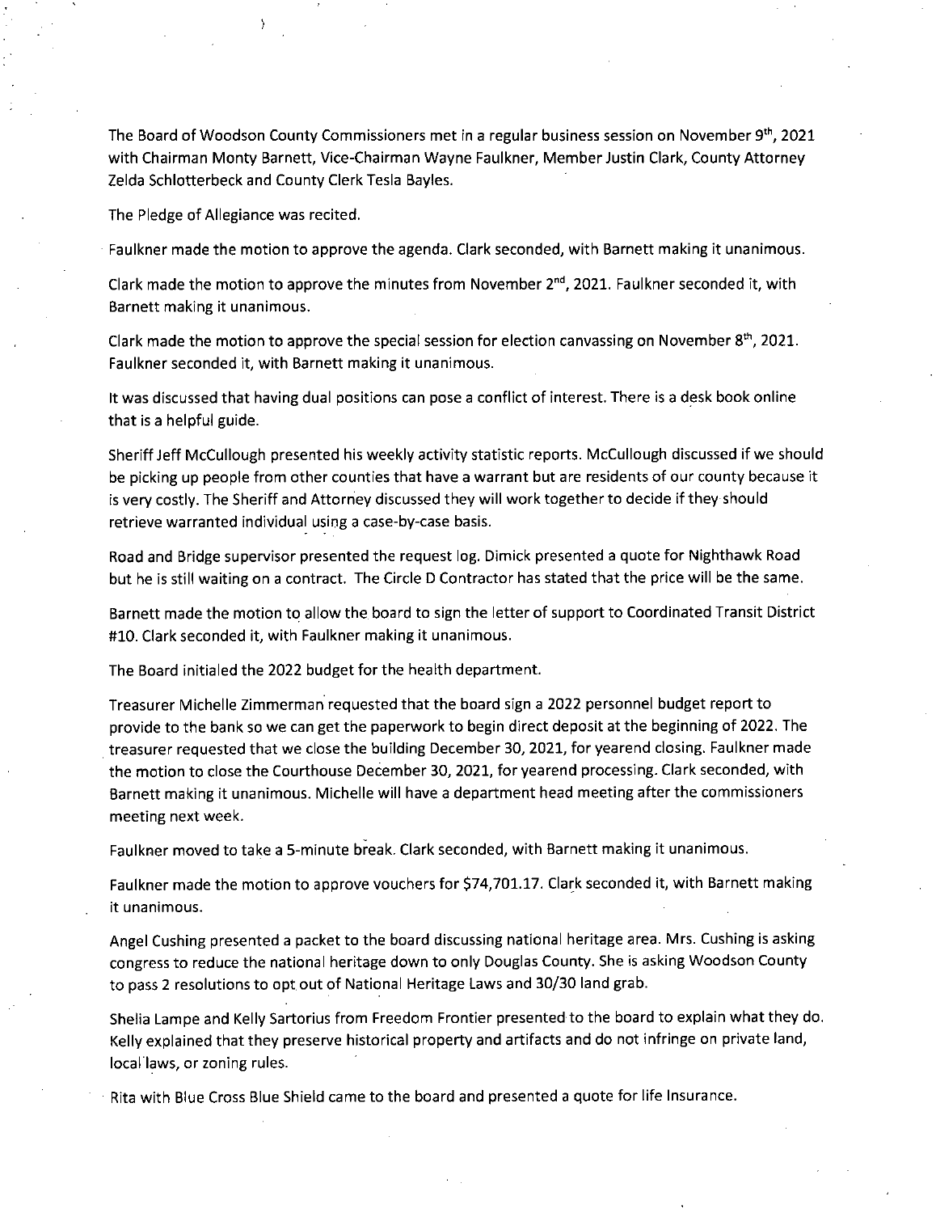The Board of Woodson County Commissioners met in a regular business session on November 9th, 2021 with Chairman Monty Barnett, Vice-Chairman Wayne Faulkner, Member Justin Clark, County Attorney Zelda Schlotterbeck and County Clerk Tesla Bayles.

The Pledge of Allegiance was recited.

Faulkner made the motion to approve the agenda. Clark seconded, with Barnett making it unanimous.

Clark made the motion to approve the minutes from November 2nd, 2021. Faulkner seconded it, with Barnett making it unanimous.

Clark made the motion to approve the special session for election canvassing on November 8th, 2021. Faulkner seconded it, with Barnett making it unanimous.

It was discussed that having dual positions can pose a conflict of interest. There is a desk book online that is a helpful guide.

Sheriff Jeff McCullough presented his weekly activity statistic reports. McCullough discussed if we should be picking up people from other counties that have a warrant but are residents of our county because it is very costly. The Sheriff and Attorney discussed they will work together to decide if they should retrieve warranted individual using a case-by-case basis.

Road and Bridge supervisor presented the request log. Dimick presented a quote for Nighthawk Road but he is still waiting on a contract. The Circle D Contractor has stated that the price will be the same.

Barnett made the motion to allow the board to sign the letter of support to Coordinated Transit District #10. Clark seconded it, with Faulkner making it unanimous.

The Board initialed the 2022 budget for the health department.

Treasurer Michelle Zimmerman requested that the board sign a 2022 personnel budget report to provide to the bank so we can get the paperwork to begin direct deposit at the beginning of 2022. The treasurer requested that we close the building December 30, 2021, for yearend closing. Faulkner made the motion to close the Courthouse December 30, 2021, for yearend processing. Clark seconded, with Barnett making it unanimous. Michelle will have a department head meeting after the commissioners meeting next week.

Faulkner moved to take a 5-minute break. Clark seconded, with Barnett making it unanimous.

Faulkner made the motion to approve vouchers for $74,701.17. Clark seconded it, with Barnett making it unanimous.

Angel Cushing presented a packet to the board discussing national heritage area. Mrs. Cushing is asking congress to reduce the national heritage down to only Douglas County. She is asking Woodson County to pass 2 resolutions to opt out of National Heritage Laws and 30/30 land grab.

Shelia Lampe and Kelly Sartorius from Freedom Frontier presented to the board to explain what they do. Kelly explained that they preserve historical property and artifacts and do not infringe on private land, local laws, or zoning rules.

Rita with Blue Cross Blue Shield came to the board and presented a quote for life Insurance.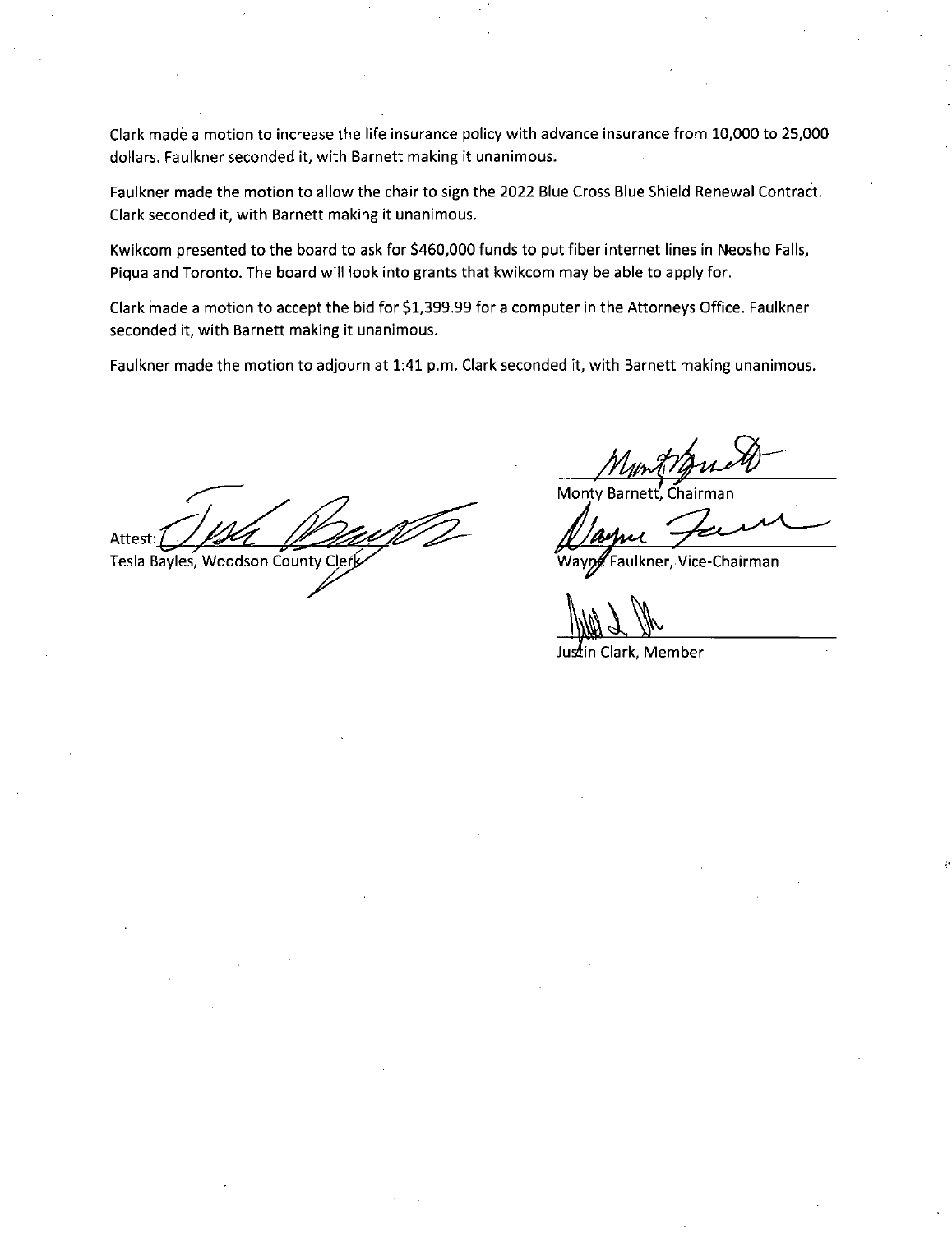Clark made a motion to increase the life insurance policy with advance insurance from 10,000 to 25,000 dollars. Faulkner seconded it, with Barnett making it unanimous.

Faulkner made the motion to allow the chair to sign the 2022 Blue Cross Blue Shield Renewal Contract. Clark seconded it, with Barnett making it unanimous.

Kwikcom presented to the board to ask for $460,000 funds to put fiber internet lines in Neosho Falls, Piqua and Toronto. The board will look into grants that kwikcom may be able to apply for.

Clark made a motion to accept the bid for $1,399.99 for a computer in the Attorneys Office. Faulkner seconded it, with Barnett making it unanimous.

Faulkner made the motion to adjourn at 1:41 p.m. Clark seconded it, with Barnett making unanimous.

Attest:
Tesla Bayles, Woodson County Clerk

Monty Barnett, Chairman

Wayne Faulkner, Vice-Chairman

Justin Clark, Member